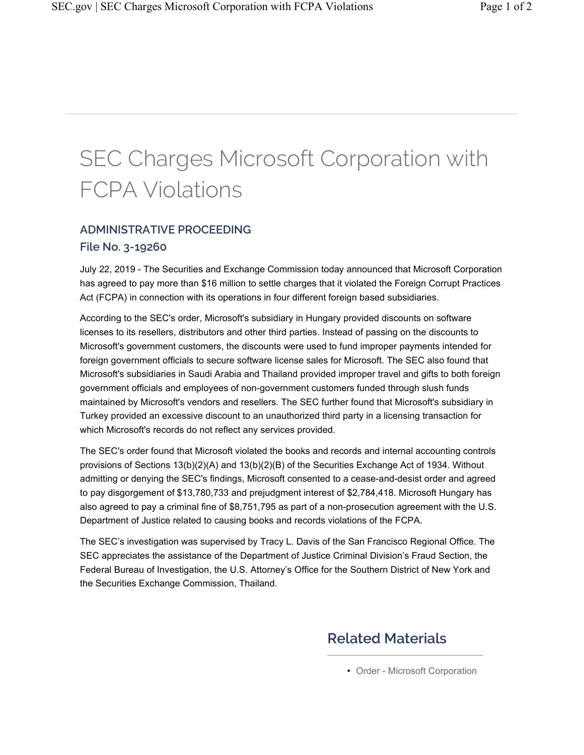# SEC Charges Microsoft Corporation with FCPA Violations

### ADMINISTRATIVE PROCEEDING

### File No. 3-19260

July 22, 2019 - The Securities and Exchange Commission today announced that Microsoft Corporation has agreed to pay more than $16 million to settle charges that it violated the Foreign Corrupt Practices Act (FCPA) in connection with its operations in four different foreign based subsidiaries.

According to the SEC's order, Microsoft's subsidiary in Hungary provided discounts on software licenses to its resellers, distributors and other third parties. Instead of passing on the discounts to Microsoft's government customers, the discounts were used to fund improper payments intended for foreign government officials to secure software license sales for Microsoft. The SEC also found that Microsoft's subsidiaries in Saudi Arabia and Thailand provided improper travel and gifts to both foreign government officials and employees of non-government customers funded through slush funds maintained by Microsoft's vendors and resellers. The SEC further found that Microsoft's subsidiary in Turkey provided an excessive discount to an unauthorized third party in a licensing transaction for which Microsoft's records do not reflect any services provided.

The SEC's order found that Microsoft violated the books and records and internal accounting controls provisions of Sections 13(b)(2)(A) and 13(b)(2)(B) of the Securities Exchange Act of 1934. Without admitting or denying the SEC's findings, Microsoft consented to a cease-and-desist order and agreed to pay disgorgement of $13,780,733 and prejudgment interest of $2,784,418. Microsoft Hungary has also agreed to pay a criminal fine of $8,751,795 as part of a non-prosecution agreement with the U.S. Department of Justice related to causing books and records violations of the FCPA.

The SEC's investigation was supervised by Tracy L. Davis of the San Francisco Regional Office. The SEC appreciates the assistance of the Department of Justice Criminal Division's Fraud Section, the Federal Bureau of Investigation, the U.S. Attorney's Office for the Southern District of New York and the Securities Exchange Commission, Thailand.

## Related Materials

- Order - Microsoft Corporation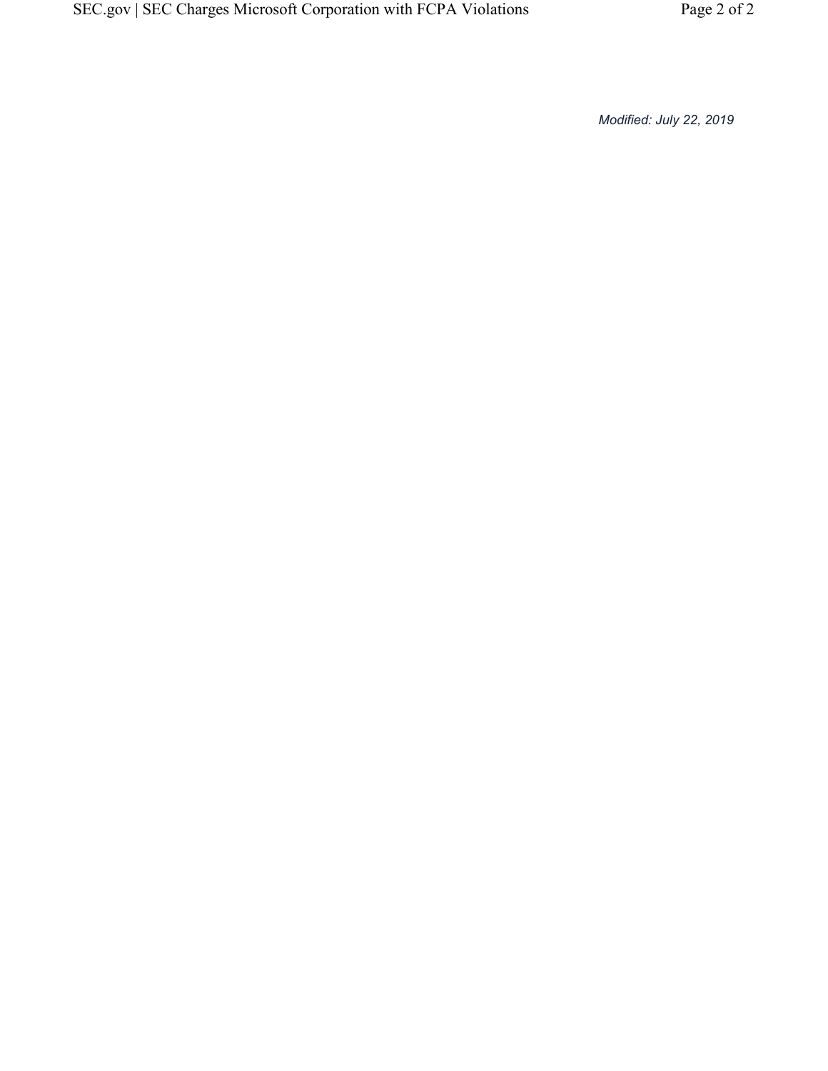*Modified: July 22, 2019*